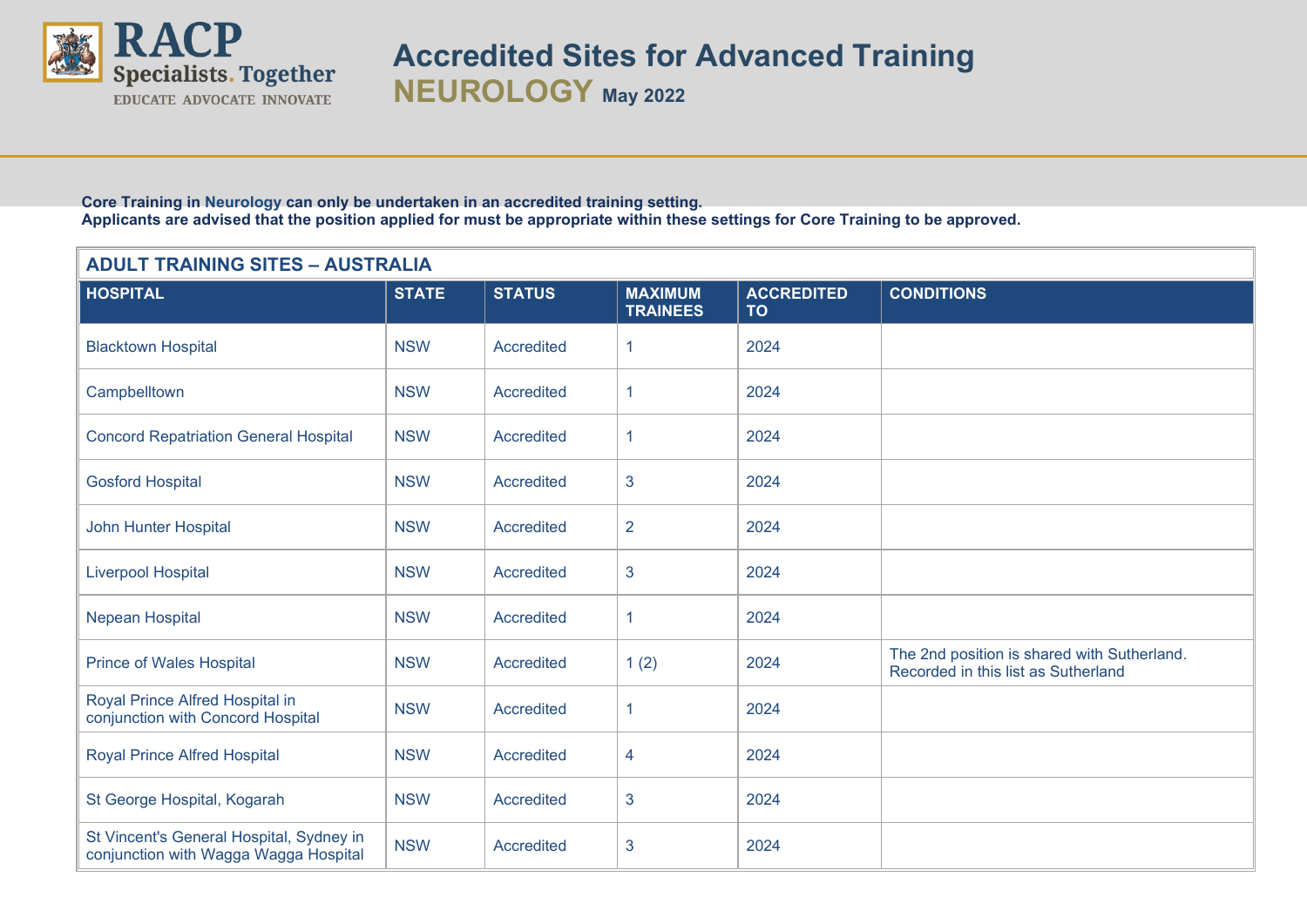RACP
Specialists. Together
EDUCATE ADVOCATE INNOVATE

# Accredited Sites for Advanced Training

## NEUROLOGY May 2022

**Core Training in Neurology can only be undertaken in an accredited training setting.**
**Applicants are advised that the position applied for must be appropriate within these settings for Core Training to be approved.**

| ADULT TRAINING SITES – AUSTRALIA | | | | | |
|---|---|---|---|---|---|
| **HOSPITAL** | **STATE** | **STATUS** | **MAXIMUM TRAINEES** | **ACCREDITED TO** | **CONDITIONS** |
| Blacktown Hospital | NSW | Accredited | 1 | 2024 | |
| Campbelltown | NSW | Accredited | 1 | 2024 | |
| Concord Repatriation General Hospital | NSW | Accredited | 1 | 2024 | |
| Gosford Hospital | NSW | Accredited | 3 | 2024 | |
| John Hunter Hospital | NSW | Accredited | 2 | 2024 | |
| Liverpool Hospital | NSW | Accredited | 3 | 2024 | |
| Nepean Hospital | NSW | Accredited | 1 | 2024 | |
| Prince of Wales Hospital | NSW | Accredited | 1 (2) | 2024 | The 2nd position is shared with Sutherland. Recorded in this list as Sutherland |
| Royal Prince Alfred Hospital in conjunction with Concord Hospital | NSW | Accredited | 1 | 2024 | |
| Royal Prince Alfred Hospital | NSW | Accredited | 4 | 2024 | |
| St George Hospital, Kogarah | NSW | Accredited | 3 | 2024 | |
| St Vincent's General Hospital, Sydney in conjunction with Wagga Wagga Hospital | NSW | Accredited | 3 | 2024 | |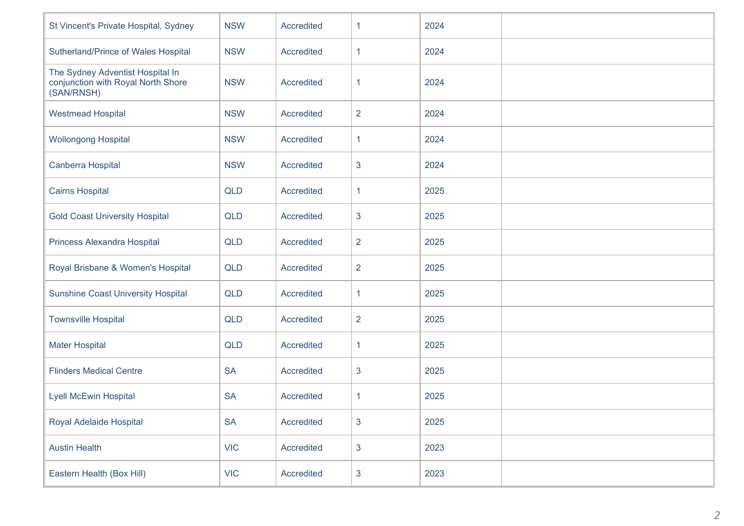| | | | | | |
|---|---|---|---|---|---|
| St Vincent's Private Hospital, Sydney | NSW | Accredited | 1 | 2024 | |
| Sutherland/Prince of Wales Hospital | NSW | Accredited | 1 | 2024 | |
| The Sydney Adventist Hospital In conjunction with Royal North Shore (SAN/RNSH) | NSW | Accredited | 1 | 2024 | |
| Westmead Hospital | NSW | Accredited | 2 | 2024 | |
| Wollongong Hospital | NSW | Accredited | 1 | 2024 | |
| Canberra Hospital | NSW | Accredited | 3 | 2024 | |
| Cairns Hospital | QLD | Accredited | 1 | 2025 | |
| Gold Coast University Hospital | QLD | Accredited | 3 | 2025 | |
| Princess Alexandra Hospital | QLD | Accredited | 2 | 2025 | |
| Royal Brisbane & Women's Hospital | QLD | Accredited | 2 | 2025 | |
| Sunshine Coast University Hospital | QLD | Accredited | 1 | 2025 | |
| Townsville Hospital | QLD | Accredited | 2 | 2025 | |
| Mater Hospital | QLD | Accredited | 1 | 2025 | |
| Flinders Medical Centre | SA | Accredited | 3 | 2025 | |
| Lyell McEwin Hospital | SA | Accredited | 1 | 2025 | |
| Royal Adelaide Hospital | SA | Accredited | 3 | 2025 | |
| Austin Health | VIC | Accredited | 3 | 2023 | |
| Eastern Health (Box Hill) | VIC | Accredited | 3 | 2023 | |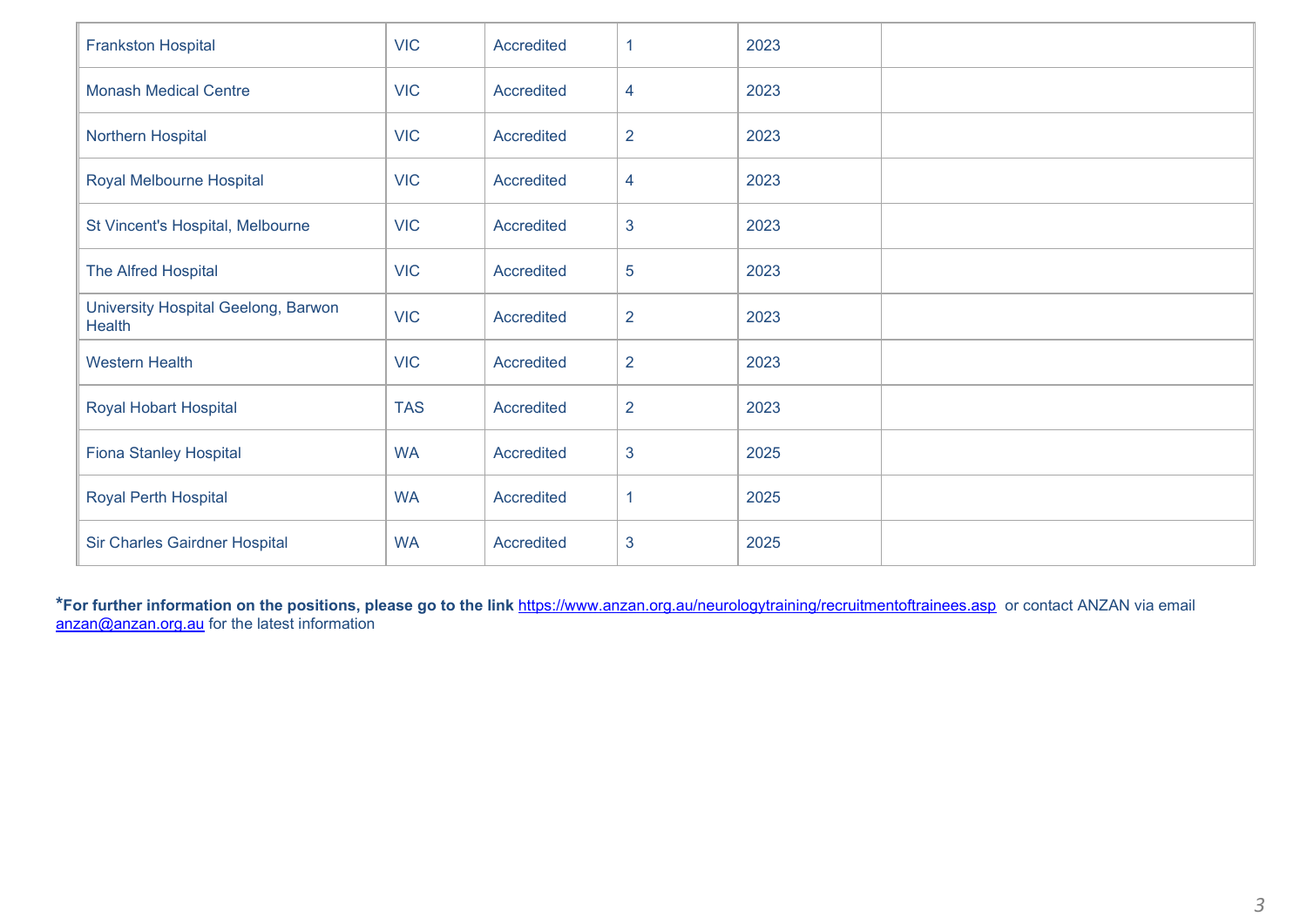| | | | | | |
|---|---|---|---|---|---|
| Frankston Hospital | VIC | Accredited | 1 | 2023 | |
| Monash Medical Centre | VIC | Accredited | 4 | 2023 | |
| Northern Hospital | VIC | Accredited | 2 | 2023 | |
| Royal Melbourne Hospital | VIC | Accredited | 4 | 2023 | |
| St Vincent's Hospital, Melbourne | VIC | Accredited | 3 | 2023 | |
| The Alfred Hospital | VIC | Accredited | 5 | 2023 | |
| University Hospital Geelong, Barwon Health | VIC | Accredited | 2 | 2023 | |
| Western Health | VIC | Accredited | 2 | 2023 | |
| Royal Hobart Hospital | TAS | Accredited | 2 | 2023 | |
| Fiona Stanley Hospital | WA | Accredited | 3 | 2025 | |
| Royal Perth Hospital | WA | Accredited | 1 | 2025 | |
| Sir Charles Gairdner Hospital | WA | Accredited | 3 | 2025 | |

***For further information on the positions, please go to the link** https://www.anzan.org.au/neurologytraining/recruitmentoftrainees.asp or contact ANZAN via email anzan@anzan.org.au for the latest information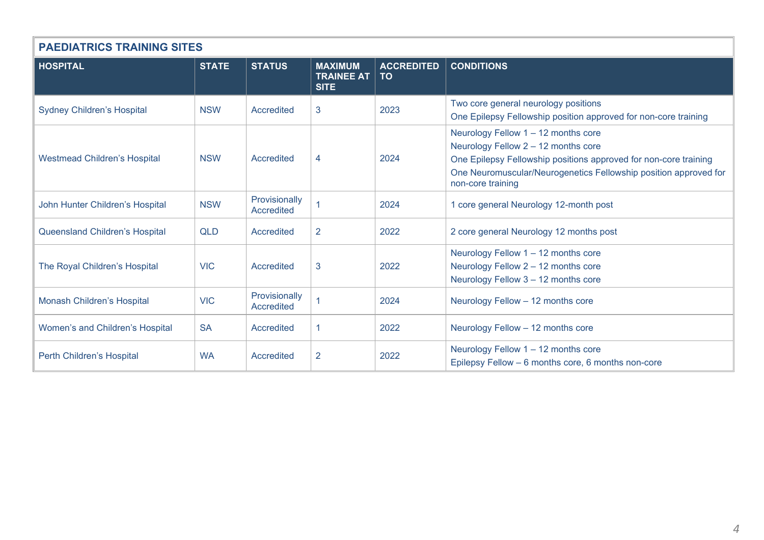| PAEDIATRICS TRAINING SITES | | | | | |
|---|---|---|---|---|---|
| **HOSPITAL** | **STATE** | **STATUS** | **MAXIMUM TRAINEE AT SITE** | **ACCREDITED TO** | **CONDITIONS** |
| Sydney Children's Hospital | NSW | Accredited | 3 | 2023 | Two core general neurology positions<br>One Epilepsy Fellowship position approved for non-core training |
| Westmead Children's Hospital | NSW | Accredited | 4 | 2024 | Neurology Fellow 1 – 12 months core<br>Neurology Fellow 2 – 12 months core<br>One Epilepsy Fellowship positions approved for non-core training<br>One Neuromuscular/Neurogenetics Fellowship position approved for non-core training |
| John Hunter Children's Hospital | NSW | Provisionally Accredited | 1 | 2024 | 1 core general Neurology 12-month post |
| Queensland Children's Hospital | QLD | Accredited | 2 | 2022 | 2 core general Neurology 12 months post |
| The Royal Children's Hospital | VIC | Accredited | 3 | 2022 | Neurology Fellow 1 – 12 months core<br>Neurology Fellow 2 – 12 months core<br>Neurology Fellow 3 – 12 months core |
| Monash Children's Hospital | VIC | Provisionally Accredited | 1 | 2024 | Neurology Fellow – 12 months core |
| Women's and Children's Hospital | SA | Accredited | 1 | 2022 | Neurology Fellow – 12 months core |
| Perth Children's Hospital | WA | Accredited | 2 | 2022 | Neurology Fellow 1 – 12 months core<br>Epilepsy Fellow – 6 months core, 6 months non-core |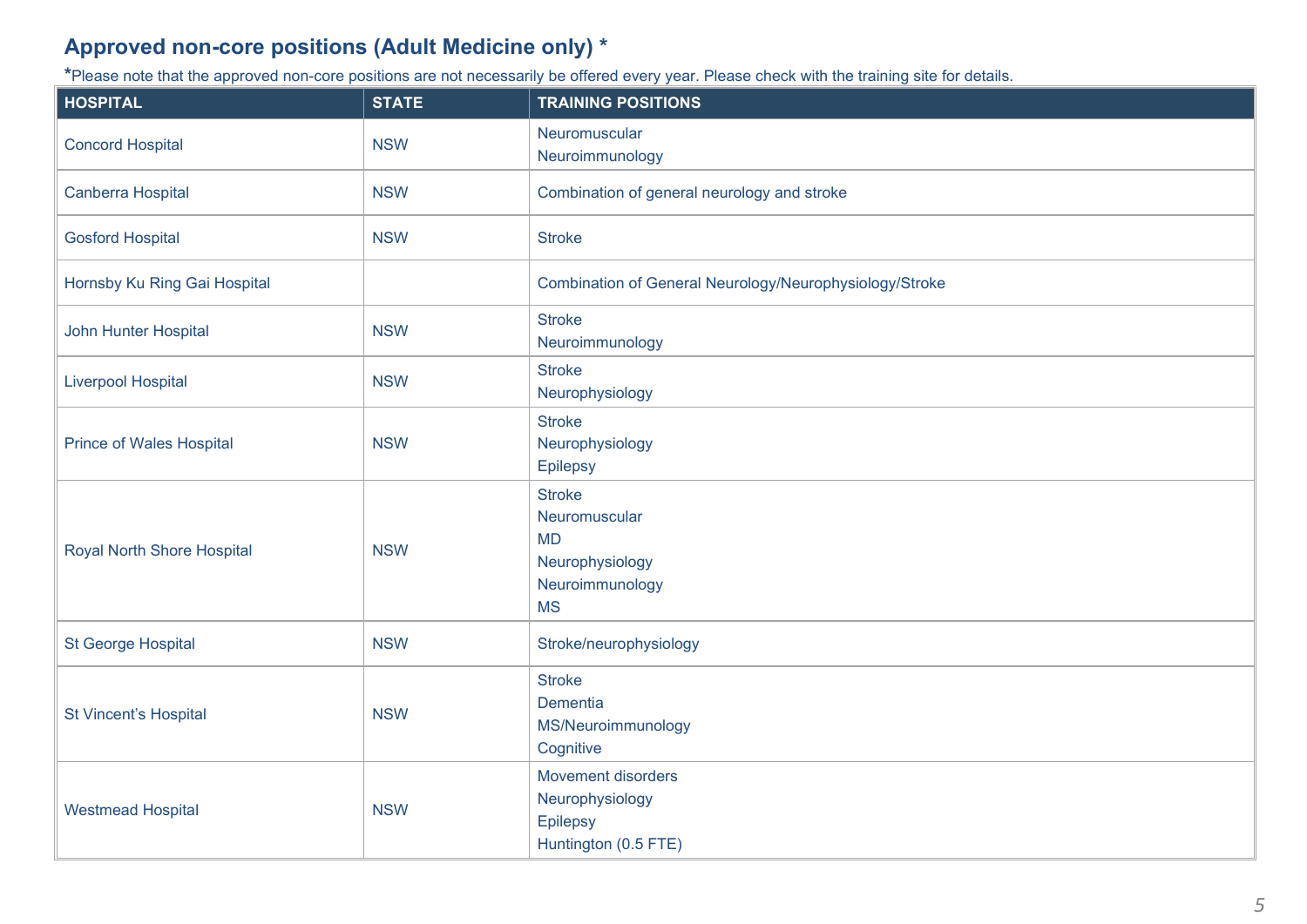## Approved non-core positions (Adult Medicine only) *

*Please note that the approved non-core positions are not necessarily be offered every year. Please check with the training site for details.

| HOSPITAL | STATE | TRAINING POSITIONS |
|---|---|---|
| Concord Hospital | NSW | Neuromuscular<br>Neuroimmunology |
| Canberra Hospital | NSW | Combination of general neurology and stroke |
| Gosford Hospital | NSW | Stroke |
| Hornsby Ku Ring Gai Hospital | | Combination of General Neurology/Neurophysiology/Stroke |
| John Hunter Hospital | NSW | Stroke<br>Neuroimmunology |
| Liverpool Hospital | NSW | Stroke<br>Neurophysiology |
| Prince of Wales Hospital | NSW | Stroke<br>Neurophysiology<br>Epilepsy |
| Royal North Shore Hospital | NSW | Stroke<br>Neuromuscular<br>MD<br>Neurophysiology<br>Neuroimmunology<br>MS |
| St George Hospital | NSW | Stroke/neurophysiology |
| St Vincent's Hospital | NSW | Stroke<br>Dementia<br>MS/Neuroimmunology<br>Cognitive |
| Westmead Hospital | NSW | Movement disorders<br>Neurophysiology<br>Epilepsy<br>Huntington (0.5 FTE) |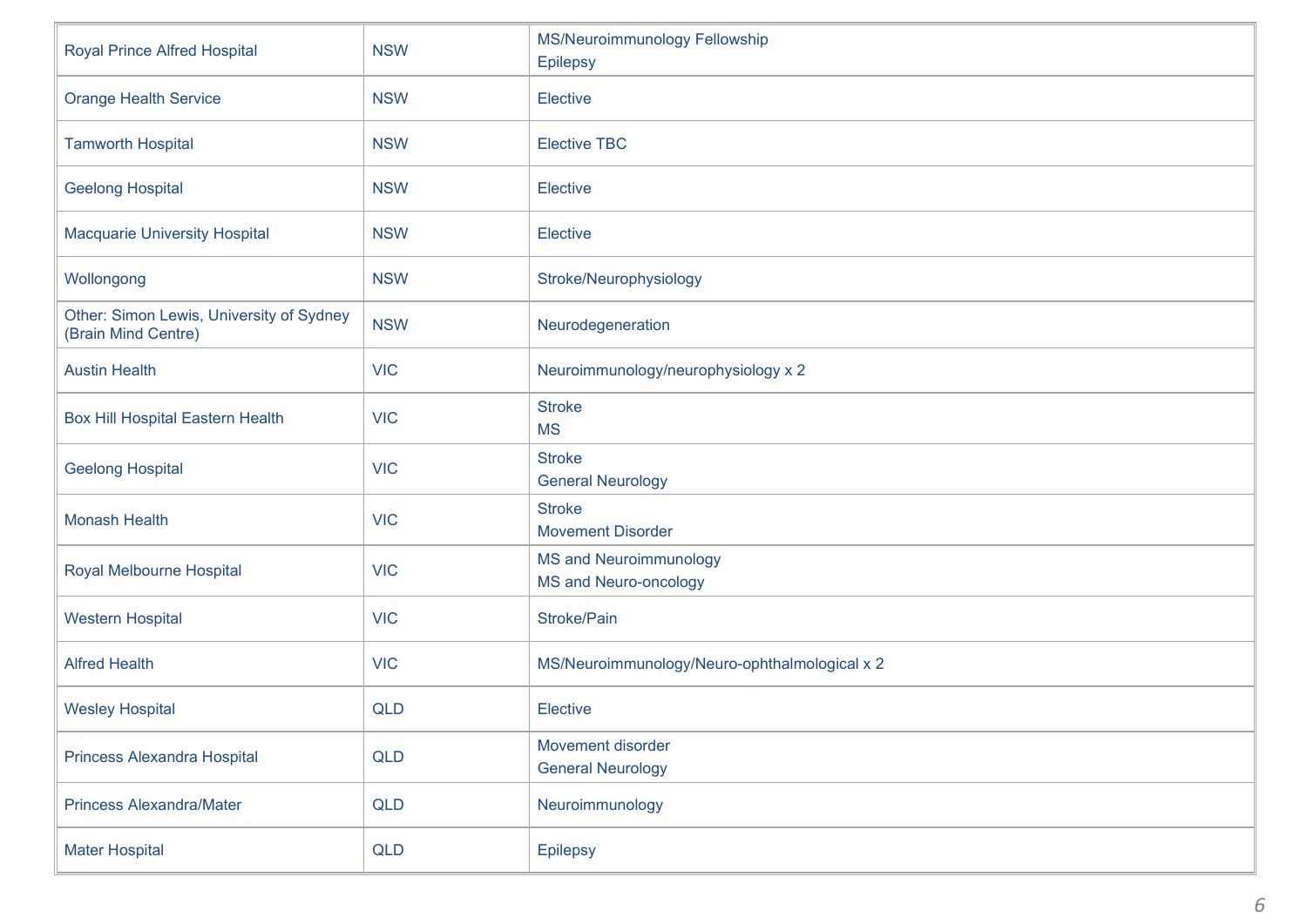| | | |
|---|---|---|
| Royal Prince Alfred Hospital | NSW | MS/Neuroimmunology Fellowship<br>Epilepsy |
| Orange Health Service | NSW | Elective |
| Tamworth Hospital | NSW | Elective TBC |
| Geelong Hospital | NSW | Elective |
| Macquarie University Hospital | NSW | Elective |
| Wollongong | NSW | Stroke/Neurophysiology |
| Other: Simon Lewis, University of Sydney (Brain Mind Centre) | NSW | Neurodegeneration |
| Austin Health | VIC | Neuroimmunology/neurophysiology x 2 |
| Box Hill Hospital Eastern Health | VIC | Stroke<br>MS |
| Geelong Hospital | VIC | Stroke<br>General Neurology |
| Monash Health | VIC | Stroke<br>Movement Disorder |
| Royal Melbourne Hospital | VIC | MS and Neuroimmunology<br>MS and Neuro-oncology |
| Western Hospital | VIC | Stroke/Pain |
| Alfred Health | VIC | MS/Neuroimmunology/Neuro-ophthalmological x 2 |
| Wesley Hospital | QLD | Elective |
| Princess Alexandra Hospital | QLD | Movement disorder<br>General Neurology |
| Princess Alexandra/Mater | QLD | Neuroimmunology |
| Mater Hospital | QLD | Epilepsy |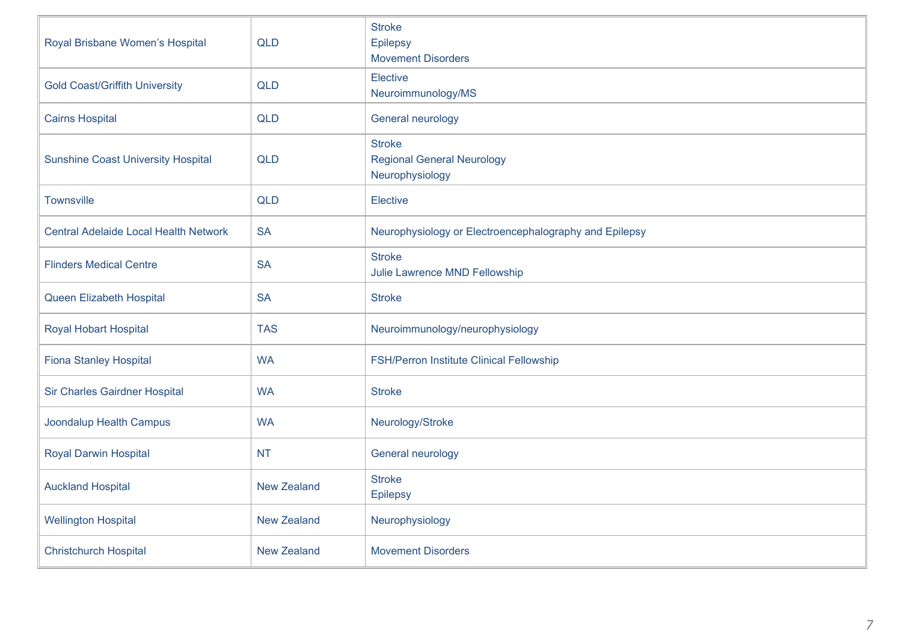| | | |
|---|---|---|
| Royal Brisbane Women's Hospital | QLD | Stroke<br>Epilepsy<br>Movement Disorders |
| Gold Coast/Griffith University | QLD | Elective<br>Neuroimmunology/MS |
| Cairns Hospital | QLD | General neurology |
| Sunshine Coast University Hospital | QLD | Stroke<br>Regional General Neurology<br>Neurophysiology |
| Townsville | QLD | Elective |
| Central Adelaide Local Health Network | SA | Neurophysiology or Electroencephalography and Epilepsy |
| Flinders Medical Centre | SA | Stroke<br>Julie Lawrence MND Fellowship |
| Queen Elizabeth Hospital | SA | Stroke |
| Royal Hobart Hospital | TAS | Neuroimmunology/neurophysiology |
| Fiona Stanley Hospital | WA | FSH/Perron Institute Clinical Fellowship |
| Sir Charles Gairdner Hospital | WA | Stroke |
| Joondalup Health Campus | WA | Neurology/Stroke |
| Royal Darwin Hospital | NT | General neurology |
| Auckland Hospital | New Zealand | Stroke<br>Epilepsy |
| Wellington Hospital | New Zealand | Neurophysiology |
| Christchurch Hospital | New Zealand | Movement Disorders |